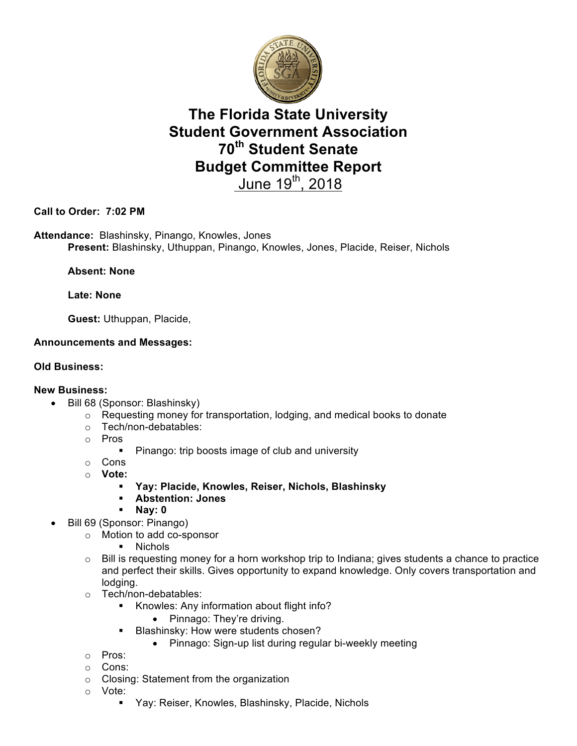# The Florida State University Student Government Association 70th Student Senate Budget Committee Report

June 19th, 2018

**Call to Order: 7:02 PM**

**Attendance:** Blashinsky, Pinango, Knowles, Jones

**Present:** Blashinsky, Uthuppan, Pinango, Knowles, Jones, Placide, Reiser, Nichols

**Absent: None**

**Late: None**

**Guest:** Uthuppan, Placide,

**Announcements and Messages:**

**Old Business:**

**New Business:**

- Bill 68 (Sponsor: Blashinsky)
  - Requesting money for transportation, lodging, and medical books to donate
  - Tech/non-debatables:
  - Pros
    - Pinango: trip boosts image of club and university
  - Cons
  - **Vote:**
    - **Yay: Placide, Knowles, Reiser, Nichols, Blashinsky**
    - **Abstention: Jones**
    - **Nay: 0**
- Bill 69 (Sponsor: Pinango)
  - Motion to add co-sponsor
    - Nichols
  - Bill is requesting money for a horn workshop trip to Indiana; gives students a chance to practice and perfect their skills. Gives opportunity to expand knowledge. Only covers transportation and lodging.
  - Tech/non-debatables:
    - Knowles: Any information about flight info?
      - Pinnago: They're driving.
    - Blashinsky: How were students chosen?
      - Pinnago: Sign-up list during regular bi-weekly meeting
  - Pros:
  - Cons:
  - Closing: Statement from the organization
  - Vote:
    - Yay: Reiser, Knowles, Blashinsky, Placide, Nichols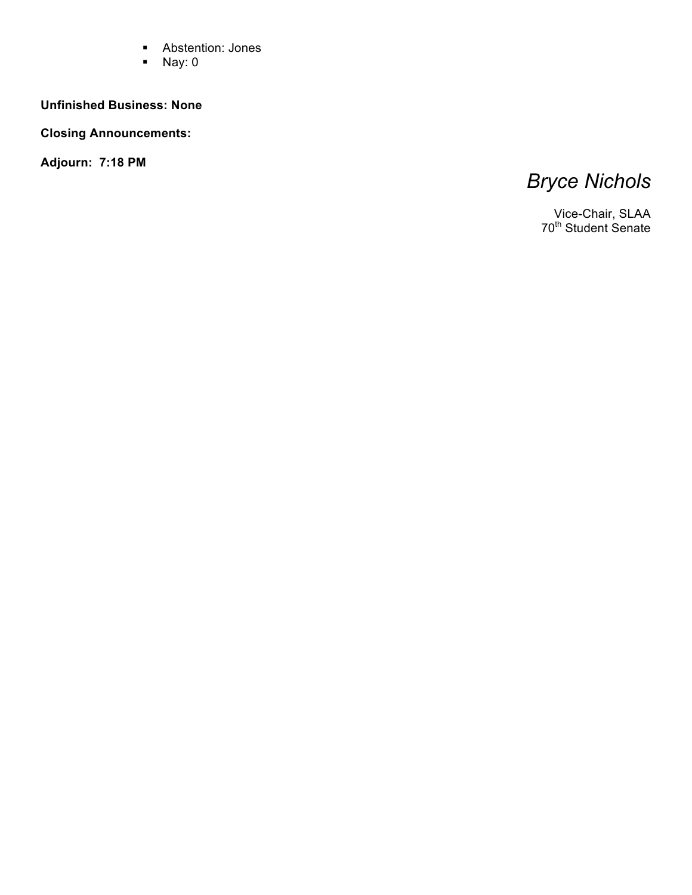- Abstention: Jones
- Nay: 0

**Unfinished Business: None**

**Closing Announcements:**

**Adjourn: 7:18 PM**

*Bryce Nichols*

Vice-Chair, SLAA
70th Student Senate